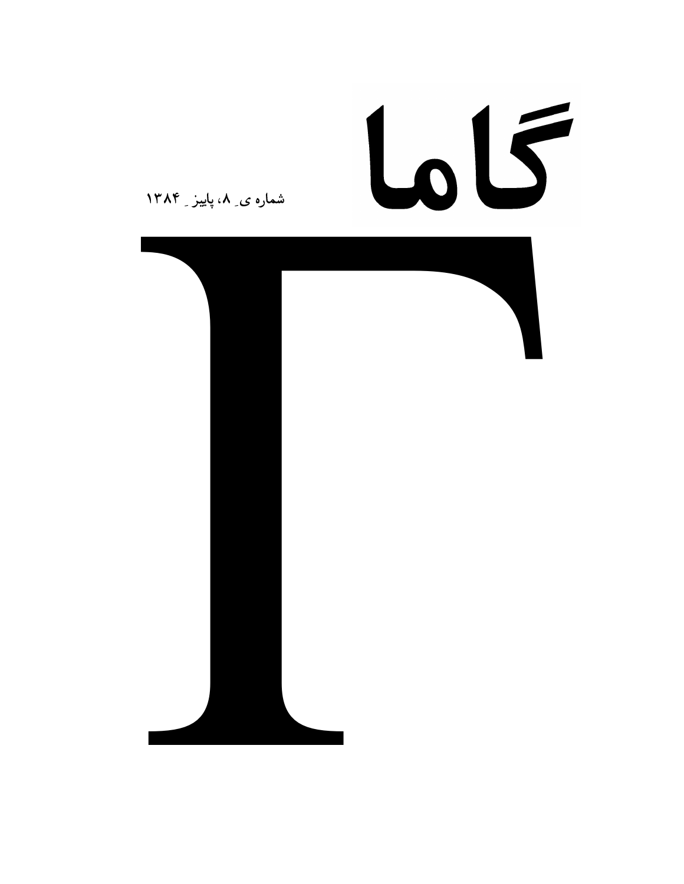# گاما

شماره ی ۸، پاییز ۱۳۸۴

# Γ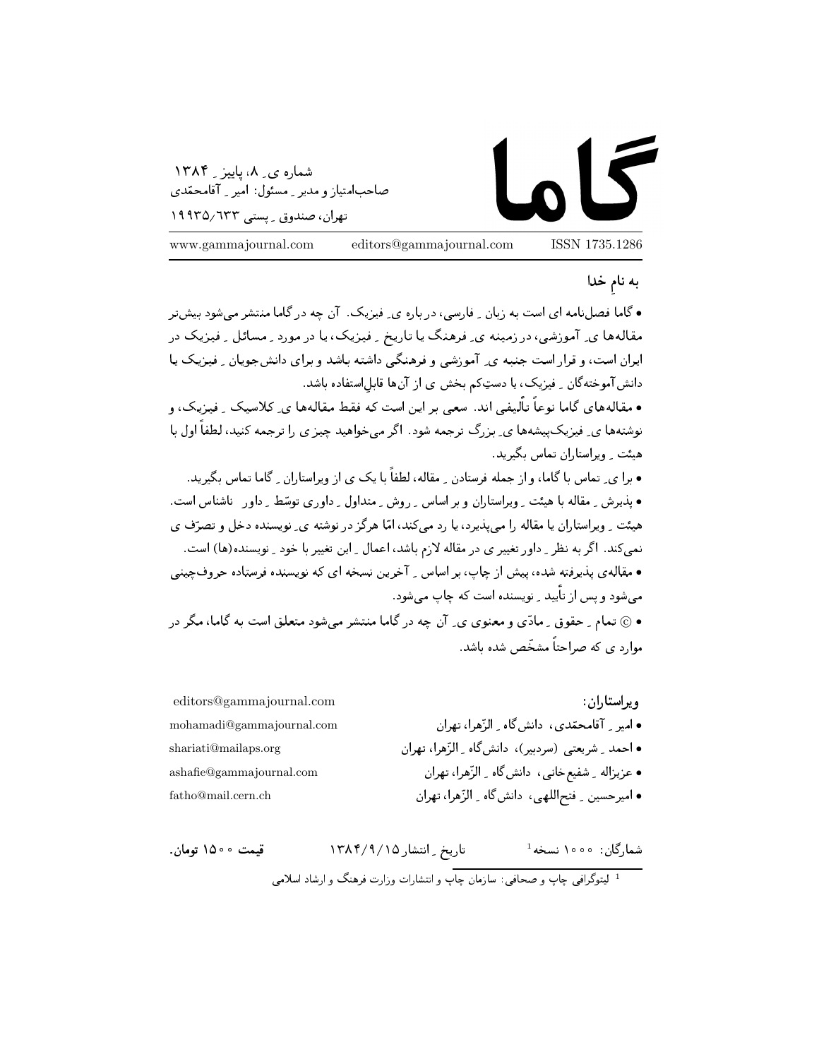# گاما

شماره ی ۸، پاییز ۱۳۸۴
صاحب‌امتیاز و مدیر مسئول: امیر آقامحمّدی
تهران، صندوق پستی ۱۹۹۳۵/۶۳۳

www.gammajournal.com editors@gammajournal.com ISSN 1735.1286

به نام خدا

• گاما فصل‌نامه ای است به زبان فارسی، درباره ی فیزیک. آن چه در گاما منتشر می‌شود بیش‌تر مقاله‌ها ی آموزشی، در زمینه ی فرهنگ یا تاریخ فیزیک، یا در مورد مسائل فیزیک در ایران است، و قرار است جنبه ی آموزشی و فرهنگی داشته باشد و برای دانش‌جویان فیزیک یا دانش‌آموخته‌گان فیزیک، یا دست‌کم بخش ی از آن‌ها قابل‌استفاده باشد.

• مقاله‌های گاما نوعاً تألیفی اند. سعی بر این است که فقط مقاله‌ها ی کلاسیک فیزیک، و نوشته‌ها ی فیزیک‌پیشه‌ها ی بزرگ ترجمه شود. اگر می‌خواهید چیزی را ترجمه کنید، لطفاً اول با هیئت ویراستاران تماس بگیرید.

• برا ی تماس با گاما، و از جمله فرستادن مقاله، لطفاً با یک ی از ویراستاران گاما تماس بگیرید.

• پذیرش مقاله با هیئت ویراستاران و بر اساس روش متداول داوری توسّط داور ناشناس است. هیئت ویراستاران یا مقاله را می‌پذیرد، یا رد می‌کند، امّا هرگز در نوشته ی نویسنده دخل و تصرّف ی نمی‌کند. اگر به نظر داور تغییر ی در مقاله لازم باشد، اعمال این تغییر با خود نویسنده(ها) است.

• مقاله‌ی پذیرفته شده، پیش از چاپ، بر اساس آخرین نسخه ای که نویسنده فرستاده حروف‌چینی می‌شود و پس از تأیید نویسنده است که چاپ می‌شود.

• © تمام حقوق مادّی و معنوی ی آن چه در گاما منتشر می‌شود متعلق است به گاما، مگر در موارد ی که صراحتاً مشخّص شده باشد.

**ویراستاران:** editors@gammajournal.com

- امیر آقامحمّدی، دانش‌گاه الزّهرا، تهران — mohamadi@gammajournal.com
- احمد شریعتی (سردبیر)، دانش‌گاه الزّهرا، تهران — shariati@mailaps.org
- عزیزاله شفیع‌خانی، دانش‌گاه الزّهرا، تهران — ashafie@gammajournal.com
- امیرحسین فتح‌اللهی، دانش‌گاه الزّهرا، تهران — fatho@mail.cern.ch

شمارگان: ۱۰۰۰ نسخه[1] تاریخ انتشار ۱۳۸۴/۹/۱۵ **قیمت ۱۵۰۰ تومان.**

[1] لیتوگرافی چاپ و صحافی: سازمان چاپ و انتشارات وزارت فرهنگ و ارشاد اسلامی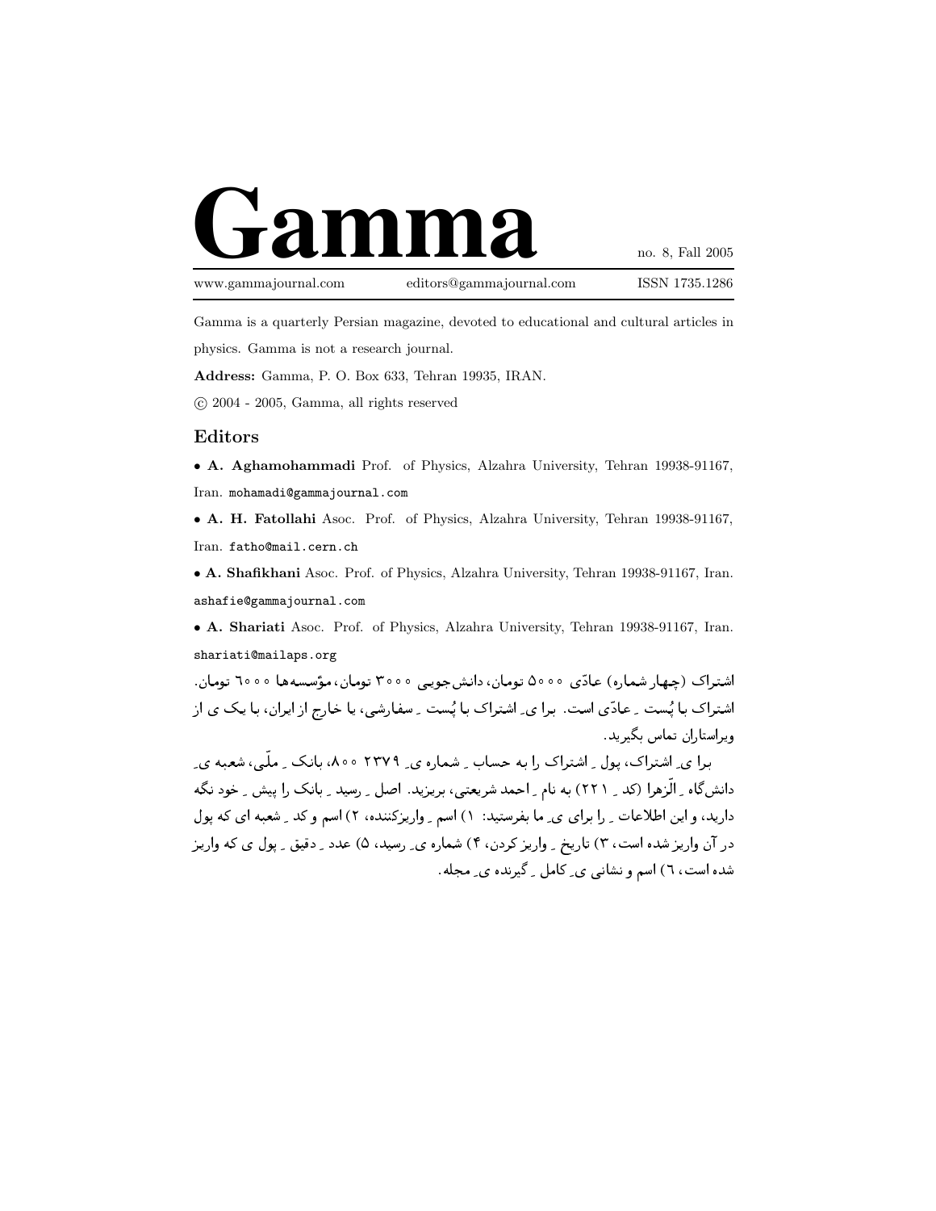# Gamma

no. 8, Fall 2005

www.gammajournal.com editors@gammajournal.com ISSN 1735.1286

Gamma is a quarterly Persian magazine, devoted to educational and cultural articles in physics. Gamma is not a research journal.

**Address:** Gamma, P. O. Box 633, Tehran 19935, IRAN.

© 2004 - 2005, Gamma, all rights reserved

## Editors

- **A. Aghamohammadi** Prof. of Physics, Alzahra University, Tehran 19938-91167, Iran. mohamadi@gammajournal.com
- **A. H. Fatollahi** Asoc. Prof. of Physics, Alzahra University, Tehran 19938-91167, Iran. fatho@mail.cern.ch
- **A. Shafikhani** Asoc. Prof. of Physics, Alzahra University, Tehran 19938-91167, Iran. ashafie@gammajournal.com
- **A. Shariati** Asoc. Prof. of Physics, Alzahra University, Tehran 19938-91167, Iran. shariati@mailaps.org

اشتراک (چهار شماره) عادّی ۵۰۰۰ تومان، دانش‌جویی ۳۰۰۰ تومان، مؤسسه‌ها ۶۰۰۰ تومان. اشتراک با پُست ـِ عادّی است. برا یِ اشتراک با پُست ـِ سفارشی، یا خارج از ایران، با یک ی از ویراستاران تماس بگیرید.

برا یِ اشتراک، پول ـِ اشتراک را به حساب ـِ شماره یِ ۲۳۷۹ ۸۰۰، بانک ـِ ملّی، شعبه یِ دانش‌گاه ـِ الزّهرا (کد ـِ ۲۲۱) به نام ـِ احمد شریعتی، بریزید. اصل ـِ رسید ـِ بانک را پیش ـِ خود نگه دارید، و این اطلاعات ـِ را برای یِ ما بفرستید: ۱) اسم ـِ واریزکننده، ۲) اسم و کد ـِ شعبه ای که پول در آن واریز شده است، ۳) تاریخ ـِ واریز کردن، ۴) شماره یِ رسید، ۵) عدد ـِ دقیق ـِ پول ی که واریز شده است، ۶) اسم و نشانی یِ کامل ـِ گیرنده یِ مجله.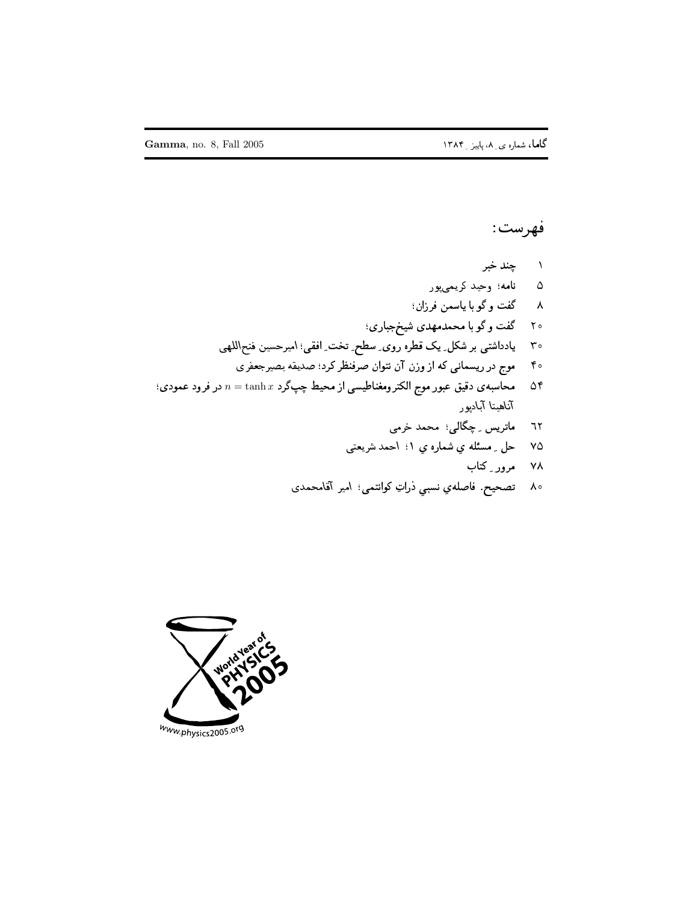# فهرست:

۱ چند خبر

۵ **نامه**؛ وحید کریمی‌پور

۸ **گفت و گو با یاسمن فرزان**؛

۲۰ **گفت و گو با محمدمهدی شیخ‌جباری**؛

۳۰ **یادداشتی بر شکل ِ یک قطره روی ِ سطح ِ تخت ِ افقی**؛ امیرحسین فتح‌اللهی

۴۰ **موج در ریسمانی که از وزن آن نتوان صرفنظر کرد**؛ صدیقه بصیرجعفری

۵۴ **محاسبه‌ی دقیق عبور موج الکترومغناطیسی از محیط چپ‌گرد $n = \tanh x$ در فرود عمودی**؛ آناهیتا آبادپور

۶۲ **ماتریس ِ چگالی**؛ محمد خرمی

۷۵ حل ِ مسئله ي شماره ي ۱؛ احمد شریعتی

۷۸ مرور ِ کتاب

۸۰ تصحیح. فاصله‌ي نسبيِ ذراتِ کوانتمی؛ امیر آقامحمدی

World Year of PHYSICS 2005

www.physics2005.org